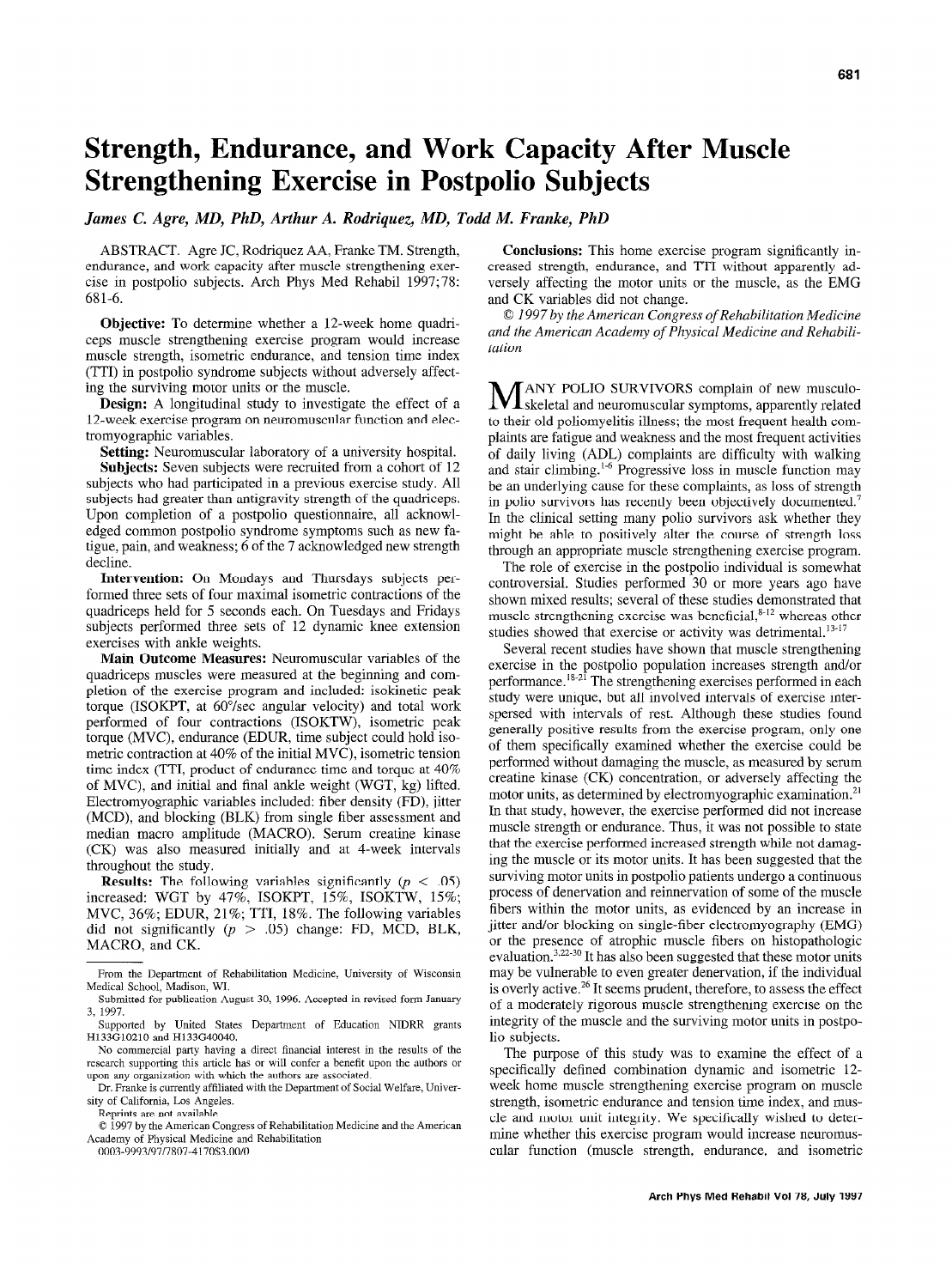# Strength, Endurance, and Work Capacity After Muscle Strengthening Exercise in Postpolio Subjects

*James C. Agre, MD, PhD, Arthur A. Rodriquez, MD, Todd M. Franke, PhD*

ABSTRACT. Agre JC, Rodriquez AA, Franke TM. Strength, endurance, and work capacity after muscle strengthening exercise in postpolio subjects. Arch Phys Med Rehabil 1997;78:681-6.

**Objective:** To determine whether a 12-week home quadriceps muscle strengthening exercise program would increase muscle strength, isometric endurance, and tension time index (TTI) in postpolio syndrome subjects without adversely affecting the surviving motor units or the muscle.

**Design:** A longitudinal study to investigate the effect of a 12-week exercise program on neuromuscular function and electromyographic variables.

**Setting:** Neuromuscular laboratory of a university hospital.

**Subjects:** Seven subjects were recruited from a cohort of 12 subjects who had participated in a previous exercise study. All subjects had greater than antigravity strength of the quadriceps. Upon completion of a postpolio questionnaire, all acknowledged common postpolio syndrome symptoms such as new fatigue, pain, and weakness; 6 of the 7 acknowledged new strength decline.

**Intervention:** On Mondays and Thursdays subjects performed three sets of four maximal isometric contractions of the quadriceps held for 5 seconds each. On Tuesdays and Fridays subjects performed three sets of 12 dynamic knee extension exercises with ankle weights.

**Main Outcome Measures:** Neuromuscular variables of the quadriceps muscles were measured at the beginning and completion of the exercise program and included: isokinetic peak torque (ISOKPT, at 60°/sec angular velocity) and total work performed of four contractions (ISOKTW), isometric peak torque (MVC), endurance (EDUR, time subject could hold isometric contraction at 40% of the initial MVC), isometric tension time index (TTI, product of endurance time and torque at 40% of MVC), and initial and final ankle weight (WGT, kg) lifted. Electromyographic variables included: fiber density (FD), jitter (MCD), and blocking (BLK) from single fiber assessment and median macro amplitude (MACRO). Serum creatine kinase (CK) was also measured initially and at 4-week intervals throughout the study.

**Results:** The following variables significantly ($p < .05$) increased: WGT by 47%, ISOKPT, 15%, ISOKTW, 15%; MVC, 36%; EDUR, 21%; TTI, 18%. The following variables did not significantly ($p > .05$) change: FD, MCD, BLK, MACRO, and CK.

**Conclusions:** This home exercise program significantly increased strength, endurance, and TTI without apparently adversely affecting the motor units or the muscle, as the EMG and CK variables did not change.

© *1997 by the American Congress of Rehabilitation Medicine and the American Academy of Physical Medicine and Rehabilitation*

From the Department of Rehabilitation Medicine, University of Wisconsin Medical School, Madison, WI.

Submitted for publication August 30, 1996. Accepted in revised form January 3, 1997.

Supported by United States Department of Education NIDRR grants H133G10210 and H133G40040.

No commercial party having a direct financial interest in the results of the research supporting this article has or will confer a benefit upon the authors or upon any organization with which the authors are associated.

Dr. Franke is currently affiliated with the Department of Social Welfare, University of California, Los Angeles.

Reprints are not available.

© 1997 by the American Congress of Rehabilitation Medicine and the American Academy of Physical Medicine and Rehabilitation

0003-9993/97/7807-4170$3.00/0

MANY POLIO SURVIVORS complain of new musculoskeletal and neuromuscular symptoms, apparently related to their old poliomyelitis illness; the most frequent health complaints are fatigue and weakness and the most frequent activities of daily living (ADL) complaints are difficulty with walking and stair climbing.[1-6] Progressive loss in muscle function may be an underlying cause for these complaints, as loss of strength in polio survivors has recently been objectively documented.[7] In the clinical setting many polio survivors ask whether they might be able to positively alter the course of strength loss through an appropriate muscle strengthening exercise program.

The role of exercise in the postpolio individual is somewhat controversial. Studies performed 30 or more years ago have shown mixed results; several of these studies demonstrated that muscle strengthening exercise was beneficial,[8-12] whereas other studies showed that exercise or activity was detrimental.[13-17]

Several recent studies have shown that muscle strengthening exercise in the postpolio population increases strength and/or performance.[18-21] The strengthening exercises performed in each study were unique, but all involved intervals of exercise interspersed with intervals of rest. Although these studies found generally positive results from the exercise program, only one of them specifically examined whether the exercise could be performed without damaging the muscle, as measured by serum creatine kinase (CK) concentration, or adversely affecting the motor units, as determined by electromyographic examination.[21] In that study, however, the exercise performed did not increase muscle strength or endurance. Thus, it was not possible to state that the exercise performed increased strength while not damaging the muscle or its motor units. It has been suggested that the surviving motor units in postpolio patients undergo a continuous process of denervation and reinnervation of some of the muscle fibers within the motor units, as evidenced by an increase in jitter and/or blocking on single-fiber electromyography (EMG) or the presence of atrophic muscle fibers on histopathologic evaluation.[3,22-30] It has also been suggested that these motor units may be vulnerable to even greater denervation, if the individual is overly active.[26] It seems prudent, therefore, to assess the effect of a moderately rigorous muscle strengthening exercise on the integrity of the muscle and the surviving motor units in postpolio subjects.

The purpose of this study was to examine the effect of a specifically defined combination dynamic and isometric 12-week home muscle strengthening exercise program on muscle strength, isometric endurance and tension time index, and muscle and motor unit integrity. We specifically wished to determine whether this exercise program would increase neuromuscular function (muscle strength, endurance, and isometric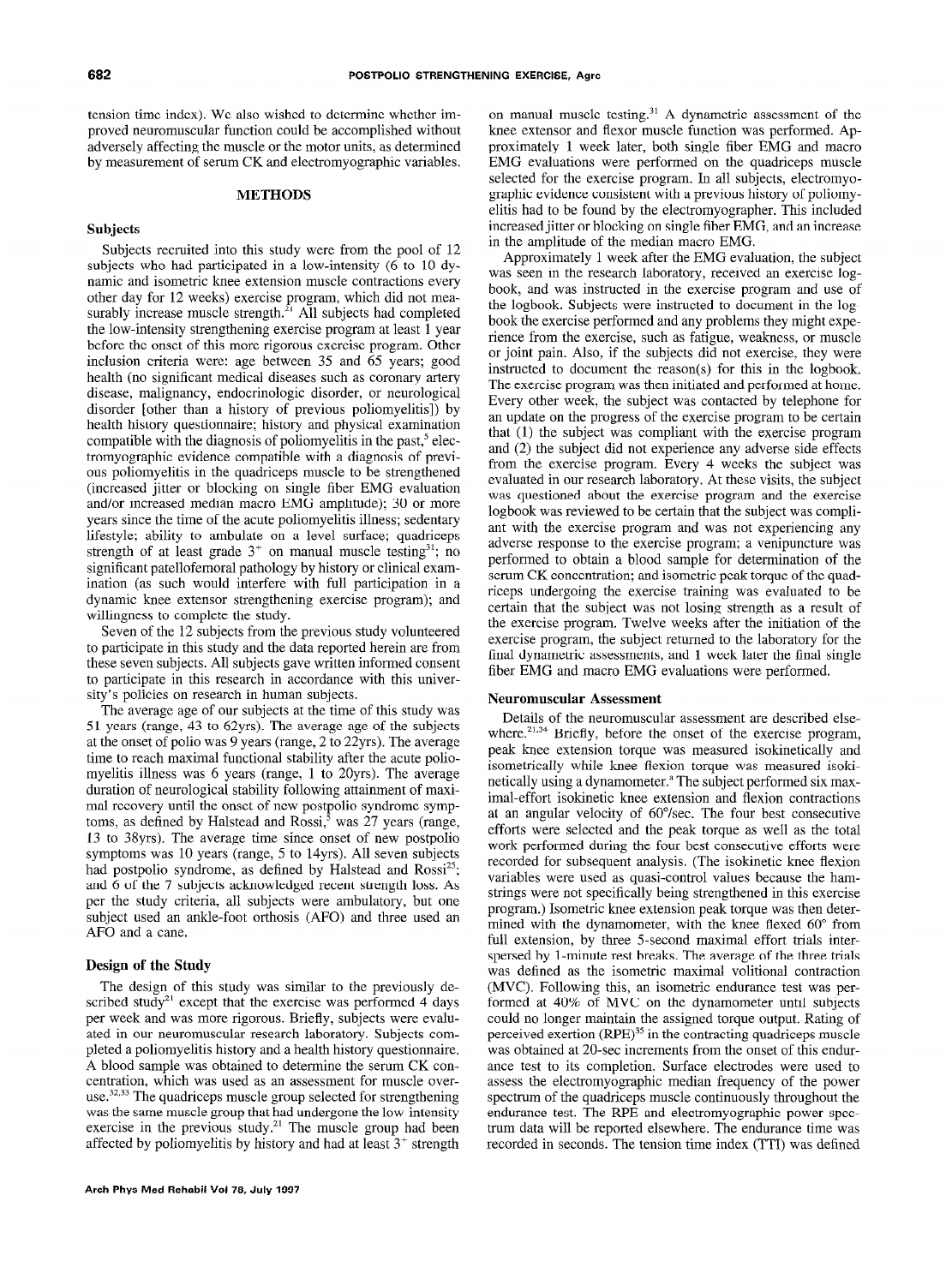tension time index). We also wished to determine whether improved neuromuscular function could be accomplished without adversely affecting the muscle or the motor units, as determined by measurement of serum CK and electromyographic variables.

## METHODS

### Subjects

Subjects recruited into this study were from the pool of 12 subjects who had participated in a low-intensity (6 to 10 dynamic and isometric knee extension muscle contractions every other day for 12 weeks) exercise program, which did not measurably increase muscle strength.[21] All subjects had completed the low-intensity strengthening exercise program at least 1 year before the onset of this more rigorous exercise program. Other inclusion criteria were: age between 35 and 65 years; good health (no significant medical diseases such as coronary artery disease, malignancy, endocrinologic disorder, or neurological disorder [other than a history of previous poliomyelitis]) by health history questionnaire; history and physical examination compatible with the diagnosis of poliomyelitis in the past;[5] electromyographic evidence compatible with a diagnosis of previous poliomyelitis in the quadriceps muscle to be strengthened (increased jitter or blocking on single fiber EMG evaluation and/or increased median macro EMG amplitude); 30 or more years since the time of the acute poliomyelitis illness; sedentary lifestyle; ability to ambulate on a level surface; quadriceps strength of at least grade 3[+] on manual muscle testing[31]; no significant patellofemoral pathology by history or clinical examination (as such would interfere with full participation in a dynamic knee extensor strengthening exercise program); and willingness to complete the study.

Seven of the 12 subjects from the previous study volunteered to participate in this study and the data reported herein are from these seven subjects. All subjects gave written informed consent to participate in this research in accordance with this university's policies on research in human subjects.

The average age of our subjects at the time of this study was 51 years (range, 43 to 62yrs). The average age of the subjects at the onset of polio was 9 years (range, 2 to 22yrs). The average time to reach maximal functional stability after the acute poliomyelitis illness was 6 years (range, 1 to 20yrs). The average duration of neurological stability following attainment of maximal recovery until the onset of new postpolio syndrome symptoms, as defined by Halstead and Rossi,[5] was 27 years (range, 13 to 38yrs). The average time since onset of new postpolio symptoms was 10 years (range, 5 to 14yrs). All seven subjects had postpolio syndrome, as defined by Halstead and Rossi[25]; and 6 of the 7 subjects acknowledged recent strength loss. As per the study criteria, all subjects were ambulatory, but one subject used an ankle-foot orthosis (AFO) and three used an AFO and a cane.

### Design of the Study

The design of this study was similar to the previously described study[21] except that the exercise was performed 4 days per week and was more rigorous. Briefly, subjects were evaluated in our neuromuscular research laboratory. Subjects completed a poliomyelitis history and a health history questionnaire. A blood sample was obtained to determine the serum CK concentration, which was used as an assessment for muscle overuse.[32,33] The quadriceps muscle group selected for strengthening was the same muscle group that had undergone the low intensity exercise in the previous study.[21] The muscle group had been affected by poliomyelitis by history and had at least 3[+] strength on manual muscle testing.[31] A dynametric assessment of the knee extensor and flexor muscle function was performed. Approximately 1 week later, both single fiber EMG and macro EMG evaluations were performed on the quadriceps muscle selected for the exercise program. In all subjects, electromyographic evidence consistent with a previous history of poliomyelitis had to be found by the electromyographer. This included increased jitter or blocking on single fiber EMG, and an increase in the amplitude of the median macro EMG.

Approximately 1 week after the EMG evaluation, the subject was seen in the research laboratory, received an exercise logbook, and was instructed in the exercise program and use of the logbook. Subjects were instructed to document in the logbook the exercise performed and any problems they might experience from the exercise, such as fatigue, weakness, or muscle or joint pain. Also, if the subjects did not exercise, they were instructed to document the reason(s) for this in the logbook. The exercise program was then initiated and performed at home. Every other week, the subject was contacted by telephone for an update on the progress of the exercise program to be certain that (1) the subject was compliant with the exercise program and (2) the subject did not experience any adverse side effects from the exercise program. Every 4 weeks the subject was evaluated in our research laboratory. At these visits, the subject was questioned about the exercise program and the exercise logbook was reviewed to be certain that the subject was compliant with the exercise program and was not experiencing any adverse response to the exercise program; a venipuncture was performed to obtain a blood sample for determination of the serum CK concentration; and isometric peak torque of the quadriceps undergoing the exercise training was evaluated to be certain that the subject was not losing strength as a result of the exercise program. Twelve weeks after the initiation of the exercise program, the subject returned to the laboratory for the final dynametric assessments, and 1 week later the final single fiber EMG and macro EMG evaluations were performed.

### Neuromuscular Assessment

Details of the neuromuscular assessment are described elsewhere.[21,34] Briefly, before the onset of the exercise program, peak knee extension torque was measured isokinetically and isometrically while knee flexion torque was measured isokinetically using a dynamometer.[a] The subject performed six maximal-effort isokinetic knee extension and flexion contractions at an angular velocity of 60°/sec. The four best consecutive efforts were selected and the peak torque as well as the total work performed during the four best consecutive efforts were recorded for subsequent analysis. (The isokinetic knee flexion variables were used as quasi-control values because the hamstrings were not specifically being strengthened in this exercise program.) Isometric knee extension peak torque was then determined with the dynamometer, with the knee flexed 60° from full extension, by three 5-second maximal effort trials interspersed by 1-minute rest breaks. The average of the three trials was defined as the isometric maximal volitional contraction (MVC). Following this, an isometric endurance test was performed at 40% of MVC on the dynamometer until subjects could no longer maintain the assigned torque output. Rating of perceived exertion (RPE)[35] in the contracting quadriceps muscle was obtained at 20-sec increments from the onset of this endurance test to its completion. Surface electrodes were used to assess the electromyographic median frequency of the power spectrum of the quadriceps muscle continuously throughout the endurance test. The RPE and electromyographic power spectrum data will be reported elsewhere. The endurance time was recorded in seconds. The tension time index (TTI) was defined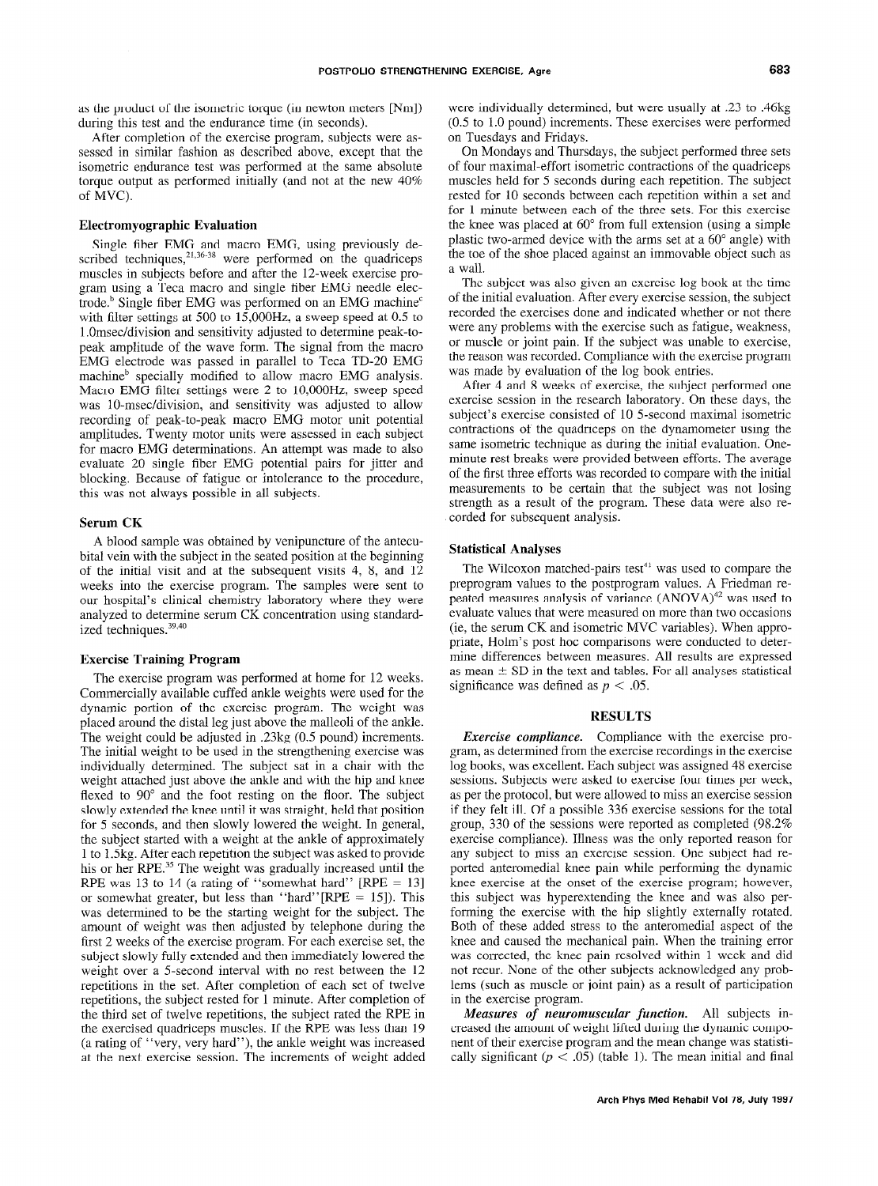as the product of the isometric torque (in newton meters [Nm]) during this test and the endurance time (in seconds).

After completion of the exercise program, subjects were assessed in similar fashion as described above, except that the isometric endurance test was performed at the same absolute torque output as performed initially (and not at the new 40% of MVC).

### Electromyographic Evaluation

Single fiber EMG and macro EMG, using previously described techniques,[21,36-38] were performed on the quadriceps muscles in subjects before and after the 12-week exercise program using a Teca macro and single fiber EMG needle electrode.[b] Single fiber EMG was performed on an EMG machine[c] with filter settings at 500 to 15,000Hz, a sweep speed at 0.5 to 1.0msec/division and sensitivity adjusted to determine peak-to-peak amplitude of the wave form. The signal from the macro EMG electrode was passed in parallel to Teca TD-20 EMG machine[b] specially modified to allow macro EMG analysis. Macro EMG filter settings were 2 to 10,000Hz, sweep speed was 10-msec/division, and sensitivity was adjusted to allow recording of peak-to-peak macro EMG motor unit potential amplitudes. Twenty motor units were assessed in each subject for macro EMG determinations. An attempt was made to also evaluate 20 single fiber EMG potential pairs for jitter and blocking. Because of fatigue or intolerance to the procedure, this was not always possible in all subjects.

### Serum CK

A blood sample was obtained by venipuncture of the antecubital vein with the subject in the seated position at the beginning of the initial visit and at the subsequent visits 4, 8, and 12 weeks into the exercise program. The samples were sent to our hospital's clinical chemistry laboratory where they were analyzed to determine serum CK concentration using standardized techniques.[39,40]

### Exercise Training Program

The exercise program was performed at home for 12 weeks. Commercially available cuffed ankle weights were used for the dynamic portion of the exercise program. The weight was placed around the distal leg just above the malleoli of the ankle. The weight could be adjusted in .23kg (0.5 pound) increments. The initial weight to be used in the strengthening exercise was individually determined. The subject sat in a chair with the weight attached just above the ankle and with the hip and knee flexed to 90° and the foot resting on the floor. The subject slowly extended the knee until it was straight, held that position for 5 seconds, and then slowly lowered the weight. In general, the subject started with a weight at the ankle of approximately 1 to 1.5kg. After each repetition the subject was asked to provide his or her RPE.[35] The weight was gradually increased until the RPE was 13 to 14 (a rating of "somewhat hard" [RPE = 13] or somewhat greater, but less than "hard" [RPE = 15]). This was determined to be the starting weight for the subject. The amount of weight was then adjusted by telephone during the first 2 weeks of the exercise program. For each exercise set, the subject slowly fully extended and then immediately lowered the weight over a 5-second interval with no rest between the 12 repetitions in the set. After completion of each set of twelve repetitions, the subject rested for 1 minute. After completion of the third set of twelve repetitions, the subject rated the RPE in the exercised quadriceps muscles. If the RPE was less than 19 (a rating of "very, very hard"), the ankle weight was increased at the next exercise session. The increments of weight added were individually determined, but were usually at .23 to .46kg (0.5 to 1.0 pound) increments. These exercises were performed on Tuesdays and Fridays.

On Mondays and Thursdays, the subject performed three sets of four maximal-effort isometric contractions of the quadriceps muscles held for 5 seconds during each repetition. The subject rested for 10 seconds between each repetition within a set and for 1 minute between each of the three sets. For this exercise the knee was placed at 60° from full extension (using a simple plastic two-armed device with the arms set at a 60° angle) with the toe of the shoe placed against an immovable object such as a wall.

The subject was also given an exercise log book at the time of the initial evaluation. After every exercise session, the subject recorded the exercises done and indicated whether or not there were any problems with the exercise such as fatigue, weakness, or muscle or joint pain. If the subject was unable to exercise, the reason was recorded. Compliance with the exercise program was made by evaluation of the log book entries.

After 4 and 8 weeks of exercise, the subject performed one exercise session in the research laboratory. On these days, the subject's exercise consisted of 10 5-second maximal isometric contractions of the quadriceps on the dynamometer using the same isometric technique as during the initial evaluation. One-minute rest breaks were provided between efforts. The average of the first three efforts was recorded to compare with the initial measurements to be certain that the subject was not losing strength as a result of the program. These data were also recorded for subsequent analysis.

### Statistical Analyses

The Wilcoxon matched-pairs test[41] was used to compare the preprogram values to the postprogram values. A Friedman repeated measures analysis of variance (ANOVA)[42] was used to evaluate values that were measured on more than two occasions (ie, the serum CK and isometric MVC variables). When appropriate, Holm's post hoc comparisons were conducted to determine differences between measures. All results are expressed as mean ± SD in the text and tables. For all analyses statistical significance was defined as $p < .05$.

## RESULTS

***Exercise compliance.*** Compliance with the exercise program, as determined from the exercise recordings in the exercise log books, was excellent. Each subject was assigned 48 exercise sessions. Subjects were asked to exercise four times per week, as per the protocol, but were allowed to miss an exercise session if they felt ill. Of a possible 336 exercise sessions for the total group, 330 of the sessions were reported as completed (98.2% exercise compliance). Illness was the only reported reason for any subject to miss an exercise session. One subject had reported anteromedial knee pain while performing the dynamic knee exercise at the onset of the exercise program; however, this subject was hyperextending the knee and was also performing the exercise with the hip slightly externally rotated. Both of these added stress to the anteromedial aspect of the knee and caused the mechanical pain. When the training error was corrected, the knee pain resolved within 1 week and did not recur. None of the other subjects acknowledged any problems (such as muscle or joint pain) as a result of participation in the exercise program.

***Measures of neuromuscular function.*** All subjects increased the amount of weight lifted during the dynamic component of their exercise program and the mean change was statistically significant ($p < .05$) (table 1). The mean initial and final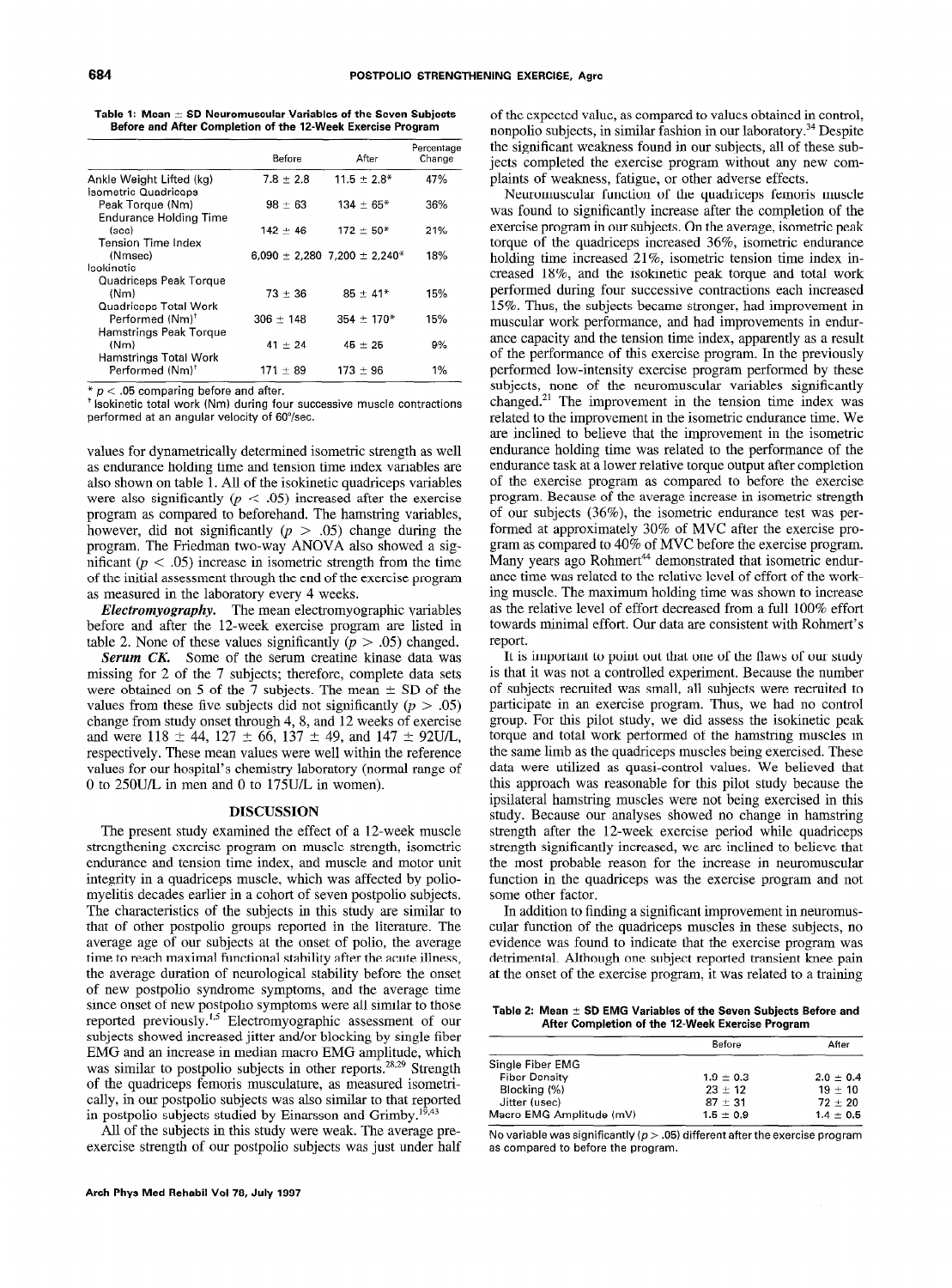**Table 1: Mean ± SD Neuromuscular Variables of the Seven Subjects Before and After Completion of the 12-Week Exercise Program**

| | Before | After | Percentage Change |
|---|---|---|---|
| Ankle Weight Lifted (kg) | 7.8 ± 2.8 | 11.5 ± 2.8* | 47% |
| Isometric Quadriceps | | | |
| Peak Torque (Nm) | 98 ± 63 | 134 ± 65* | 36% |
| Endurance Holding Time (sec) | 142 ± 46 | 172 ± 50* | 21% |
| Tension Time Index (Nmsec) | 6,090 ± 2,280 | 7,200 ± 2,240* | 18% |
| Isokinetic | | | |
| Quadriceps Peak Torque (Nm) | 73 ± 36 | 85 ± 41* | 15% |
| Quadriceps Total Work Performed (Nm)† | 306 ± 148 | 354 ± 170* | 15% |
| Hamstrings Peak Torque (Nm) | 41 ± 24 | 45 ± 25 | 9% |
| Hamstrings Total Work Performed (Nm)† | 171 ± 89 | 173 ± 96 | 1% |

\* $p < .05$ comparing before and after.
† Isokinetic total work (Nm) during four successive muscle contractions performed at an angular velocity of 60°/sec.

values for dynametrically determined isometric strength as well as endurance holding time and tension time index variables are also shown on table 1. All of the isokinetic quadriceps variables were also significantly ($p < .05$) increased after the exercise program as compared to beforehand. The hamstring variables, however, did not significantly ($p > .05$) change during the program. The Friedman two-way ANOVA also showed a significant ($p < .05$) increase in isometric strength from the time of the initial assessment through the end of the exercise program as measured in the laboratory every 4 weeks.

***Electromyography.*** The mean electromyographic variables before and after the 12-week exercise program are listed in table 2. None of these values significantly ($p > .05$) changed.

***Serum CK.*** Some of the serum creatine kinase data was missing for 2 of the 7 subjects; therefore, complete data sets were obtained on 5 of the 7 subjects. The mean ± SD of the values from these five subjects did not significantly ($p > .05$) change from study onset through 4, 8, and 12 weeks of exercise and were 118 ± 44, 127 ± 66, 137 ± 49, and 147 ± 92U/L, respectively. These mean values were well within the reference values for our hospital's chemistry laboratory (normal range of 0 to 250U/L in men and 0 to 175U/L in women).

## DISCUSSION

The present study examined the effect of a 12-week muscle strengthening exercise program on muscle strength, isometric endurance and tension time index, and muscle and motor unit integrity in a quadriceps muscle, which was affected by poliomyelitis decades earlier in a cohort of seven postpolio subjects. The characteristics of the subjects in this study are similar to that of other postpolio groups reported in the literature. The average age of our subjects at the onset of polio, the average time to reach maximal functional stability after the acute illness, the average duration of neurological stability before the onset of new postpolio syndrome symptoms, and the average time since onset of new postpolio symptoms were all similar to those reported previously.[1,5] Electromyographic assessment of our subjects showed increased jitter and/or blocking by single fiber EMG and an increase in median macro EMG amplitude, which was similar to postpolio subjects in other reports.[28,29] Strength of the quadriceps femoris musculature, as measured isometrically, in our postpolio subjects was also similar to that reported in postpolio subjects studied by Einarsson and Grimby.[19,43]

All of the subjects in this study were weak. The average pre-exercise strength of our postpolio subjects was just under half of the expected value, as compared to values obtained in control, nonpolio subjects, in similar fashion in our laboratory.[34] Despite the significant weakness found in our subjects, all of these subjects completed the exercise program without any new complaints of weakness, fatigue, or other adverse effects.

Neuromuscular function of the quadriceps femoris muscle was found to significantly increase after the completion of the exercise program in our subjects. On the average, isometric peak torque of the quadriceps increased 36%, isometric endurance holding time increased 21%, isometric tension time index increased 18%, and the isokinetic peak torque and total work performed during four successive contractions each increased 15%. Thus, the subjects became stronger, had improvement in muscular work performance, and had improvements in endurance capacity and the tension time index, apparently as a result of the performance of this exercise program. In the previously performed low-intensity exercise program performed by these subjects, none of the neuromuscular variables significantly changed.[21] The improvement in the tension time index was related to the improvement in the isometric endurance time. We are inclined to believe that the improvement in the isometric endurance holding time was related to the performance of the endurance task at a lower relative torque output after completion of the exercise program as compared to before the exercise program. Because of the average increase in isometric strength of our subjects (36%), the isometric endurance test was performed at approximately 30% of MVC after the exercise program as compared to 40% of MVC before the exercise program. Many years ago Rohmert[44] demonstrated that isometric endurance time was related to the relative level of effort of the working muscle. The maximum holding time was shown to increase as the relative level of effort decreased from a full 100% effort towards minimal effort. Our data are consistent with Rohmert's report.

It is important to point out that one of the flaws of our study is that it was not a controlled experiment. Because the number of subjects recruited was small, all subjects were recruited to participate in an exercise program. Thus, we had no control group. For this pilot study, we did assess the isokinetic peak torque and total work performed of the hamstring muscles in the same limb as the quadriceps muscles being exercised. These data were utilized as quasi-control values. We believed that this approach was reasonable for this pilot study because the ipsilateral hamstring muscles were not being exercised in this study. Because our analyses showed no change in hamstring strength after the 12-week exercise period while quadriceps strength significantly increased, we are inclined to believe that the most probable reason for the increase in neuromuscular function in the quadriceps was the exercise program and not some other factor.

In addition to finding a significant improvement in neuromuscular function of the quadriceps muscles in these subjects, no evidence was found to indicate that the exercise program was detrimental. Although one subject reported transient knee pain at the onset of the exercise program, it was related to a training

**Table 2: Mean ± SD EMG Variables of the Seven Subjects Before and After Completion of the 12-Week Exercise Program**

| | Before | After |
|---|---|---|
| Single Fiber EMG | | |
| Fiber Density | 1.9 ± 0.3 | 2.0 ± 0.4 |
| Blocking (%) | 23 ± 12 | 19 ± 10 |
| Jitter (usec) | 87 ± 31 | 72 ± 20 |
| Macro EMG Amplitude (mV) | 1.5 ± 0.9 | 1.4 ± 0.5 |

No variable was significantly ($p > .05$) different after the exercise program as compared to before the program.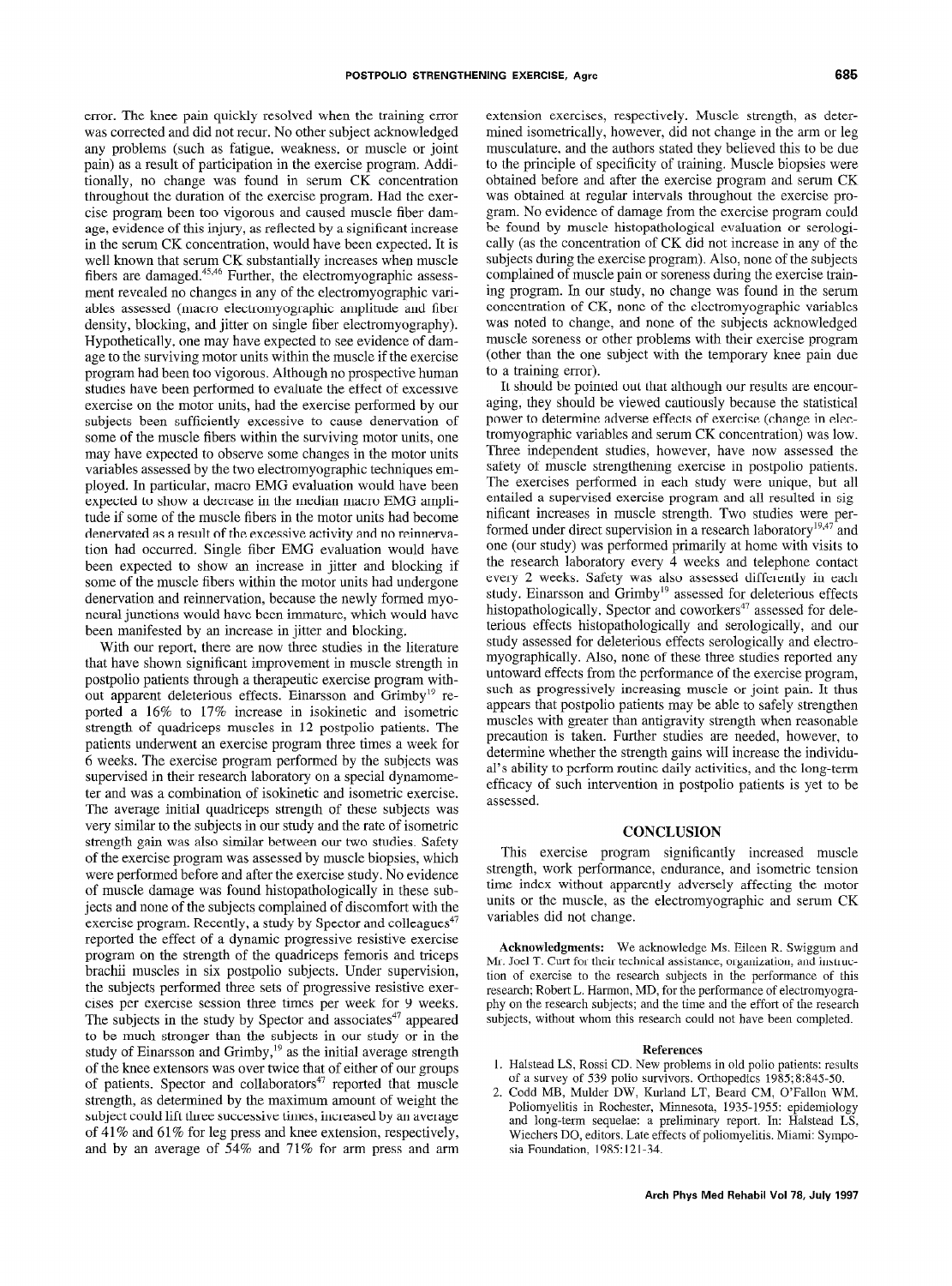error. The knee pain quickly resolved when the training error was corrected and did not recur. No other subject acknowledged any problems (such as fatigue, weakness, or muscle or joint pain) as a result of participation in the exercise program. Additionally, no change was found in serum CK concentration throughout the duration of the exercise program. Had the exercise program been too vigorous and caused muscle fiber damage, evidence of this injury, as reflected by a significant increase in the serum CK concentration, would have been expected. It is well known that serum CK substantially increases when muscle fibers are damaged.[45,46] Further, the electromyographic assessment revealed no changes in any of the electromyographic variables assessed (macro electromyographic amplitude and fiber density, blocking, and jitter on single fiber electromyography). Hypothetically, one may have expected to see evidence of damage to the surviving motor units within the muscle if the exercise program had been too vigorous. Although no prospective human studies have been performed to evaluate the effect of excessive exercise on the motor units, had the exercise performed by our subjects been sufficiently excessive to cause denervation of some of the muscle fibers within the surviving motor units, one may have expected to observe some changes in the motor units variables assessed by the two electromyographic techniques employed. In particular, macro EMG evaluation would have been expected to show a decrease in the median macro EMG amplitude if some of the muscle fibers in the motor units had become denervated as a result of the excessive activity and no reinnervation had occurred. Single fiber EMG evaluation would have been expected to show an increase in jitter and blocking if some of the muscle fibers within the motor units had undergone denervation and reinnervation, because the newly formed myoneural junctions would have been immature, which would have been manifested by an increase in jitter and blocking.

With our report, there are now three studies in the literature that have shown significant improvement in muscle strength in postpolio patients through a therapeutic exercise program without apparent deleterious effects. Einarsson and Grimby[19] reported a 16% to 17% increase in isokinetic and isometric strength of quadriceps muscles in 12 postpolio patients. The patients underwent an exercise program three times a week for 6 weeks. The exercise program performed by the subjects was supervised in their research laboratory on a special dynamometer and was a combination of isokinetic and isometric exercise. The average initial quadriceps strength of these subjects was very similar to the subjects in our study and the rate of isometric strength gain was also similar between our two studies. Safety of the exercise program was assessed by muscle biopsies, which were performed before and after the exercise study. No evidence of muscle damage was found histopathologically in these subjects and none of the subjects complained of discomfort with the exercise program. Recently, a study by Spector and colleagues[47] reported the effect of a dynamic progressive resistive exercise program on the strength of the quadriceps femoris and triceps brachii muscles in six postpolio subjects. Under supervision, the subjects performed three sets of progressive resistive exercises per exercise session three times per week for 9 weeks. The subjects in the study by Spector and associates[47] appeared to be much stronger than the subjects in our study or in the study of Einarsson and Grimby,[19] as the initial average strength of the knee extensors was over twice that of either of our groups of patients. Spector and collaborators[47] reported that muscle strength, as determined by the maximum amount of weight the subject could lift three successive times, increased by an average of 41% and 61% for leg press and knee extension, respectively, and by an average of 54% and 71% for arm press and arm extension exercises, respectively. Muscle strength, as determined isometrically, however, did not change in the arm or leg musculature, and the authors stated they believed this to be due to the principle of specificity of training. Muscle biopsies were obtained before and after the exercise program and serum CK was obtained at regular intervals throughout the exercise program. No evidence of damage from the exercise program could be found by muscle histopathological evaluation or serologically (as the concentration of CK did not increase in any of the subjects during the exercise program). Also, none of the subjects complained of muscle pain or soreness during the exercise training program. In our study, no change was found in the serum concentration of CK, none of the electromyographic variables was noted to change, and none of the subjects acknowledged muscle soreness or other problems with their exercise program (other than the one subject with the temporary knee pain due to a training error).

It should be pointed out that although our results are encouraging, they should be viewed cautiously because the statistical power to determine adverse effects of exercise (change in electromyographic variables and serum CK concentration) was low. Three independent studies, however, have now assessed the safety of muscle strengthening exercise in postpolio patients. The exercises performed in each study were unique, but all entailed a supervised exercise program and all resulted in significant increases in muscle strength. Two studies were performed under direct supervision in a research laboratory[19,47] and one (our study) was performed primarily at home with visits to the research laboratory every 4 weeks and telephone contact every 2 weeks. Safety was also assessed differently in each study. Einarsson and Grimby[19] assessed for deleterious effects histopathologically, Spector and coworkers[47] assessed for deleterious effects histopathologically and serologically, and our study assessed for deleterious effects serologically and electromyographically. Also, none of these three studies reported any untoward effects from the performance of the exercise program, such as progressively increasing muscle or joint pain. It thus appears that postpolio patients may be able to safely strengthen muscles with greater than antigravity strength when reasonable precaution is taken. Further studies are needed, however, to determine whether the strength gains will increase the individual's ability to perform routine daily activities, and the long-term efficacy of such intervention in postpolio patients is yet to be assessed.

## CONCLUSION

This exercise program significantly increased muscle strength, work performance, endurance, and isometric tension time index without apparently adversely affecting the motor units or the muscle, as the electromyographic and serum CK variables did not change.

**Acknowledgments:** We acknowledge Ms. Eileen R. Swiggum and Mr. Joel T. Curt for their technical assistance, organization, and instruction of exercise to the research subjects in the performance of this research; Robert L. Harmon, MD, for the performance of electromyography on the research subjects; and the time and the effort of the research subjects, without whom this research could not have been completed.

### References

1. Halstead LS, Rossi CD. New problems in old polio patients: results of a survey of 539 polio survivors. Orthopedics 1985;8:845-50.
2. Codd MB, Mulder DW, Kurland LT, Beard CM, O'Fallon WM. Poliomyelitis in Rochester, Minnesota, 1935-1955: epidemiology and long-term sequelae: a preliminary report. In: Halstead LS, Wiechers DO, editors. Late effects of poliomyelitis. Miami: Symposia Foundation, 1985:121-34.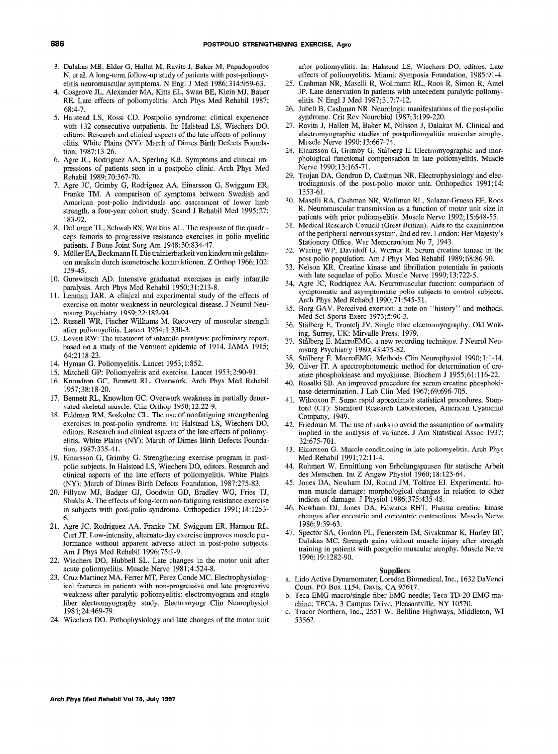3. Dalakas MB, Elder G, Hallat M, Ravits J, Baker M, Papadopoulos N, et al. A long-term follow-up study of patients with post-poliomyelitis neuromuscular symptoms. N Engl J Med 1986;314:959-63.
4. Cosgrove JL, Alexander MA, Kitts EL, Swan BE, Klein MJ, Bauer RE. Late effects of poliomyelitis. Arch Phys Med Rehabil 1987; 68:4-7.
5. Halstead LS, Rossi CD. Postpolio syndrome: clinical experience with 132 consecutive outpatients. In: Halstead LS, Wiechers DO, editors. Research and clinical aspects of the late effects of poliomy elitis. White Plains (NY): March of Dimes Birth Defects Foundation, 1987:13-26.
6. Agre JC, Rodriguez AA, Sperling KB. Symptoms and clinical impressions of patients seen in a postpolio clinic. Arch Phys Med Rehabil 1989;70:367-70.
7. Agre JC, Grimby G, Rodriguez AA, Einarsson G, Swiggum ER, Franke TM. A comparison of symptoms between Swedish and American post-polio individuals and assessment of lower limb strength, a four-year cohort study. Scand J Rehabil Med 1995;27: 183-92.
8. DeLorme TL, Schwab RS, Watkins AL. The response of the quadriceps femoris to progressive resistance exercises in polio myelitic patients. J Bone Joint Surg Am 1948;30:834-47.
9. Müller EA, Beckmann H. Die trainierbarkeit von kindern mit gelähmten muskeln durch isometrische kontraktionen. Z Orthop 1966;102: 139-45.
10. Gurewitsch AD. Intensive graduated exercises in early infantile paralysis. Arch Phys Med Rehabil 1950;31:213-8.
11. Lenman JAR. A clinical and experimental study of the effects of exercise on motor weakness in neurological disease. J Neurol Neurosurg Psychiatry 1959;22:182-94.
12. Russell WR, Fischer-Williams M. Recovery of muscular strength after poliomyelitis. Lancet 1954;1:330-3.
13. Lovett RW: The treatment of infantile paralysis: preliminary report, based on a study of the Vermont epidemic of 1914. JAMA 1915; 64:2118-23.
14. Hyman G. Poliomyelitis. Lancet 1953;1:852.
15. Mitchell GP: Poliomyelitis and exercise. Lancet 1953;2:90-91.
16. Knowlton GC, Bennett RL. Overwork. Arch Phys Med Rehabil 1957;38:18-20.
17. Bennett RL, Knowlton GC. Overwork weakness in partially denervated skeletal muscle. Clin Orthop 1958;12:22-9.
18. Feldman RM, Soskolne CL. The use of nonfatiguing strengthening exercises in post-polio syndrome. In: Halstead LS, Wiechers DO, editors. Research and clinical aspects of the late effects of poliomyelitis. White Plains (NY): March of Dimes Birth Defects Foundation, 1987:335-41.
19. Einarsson G, Grimby G. Strengthening exercise program in post-polio subjects. In Halstead LS, Wiechers DO, editors. Research and clinical aspects of the late effects of poliomyelitis. White Plains (NY): March of Dimes Birth Defects Foundation, 1987:275-83.
20. Fillyaw MJ, Badger GJ, Goodwin GD, Bradley WG, Fries TJ, Shukla A. The effects of long-term non-fatiguing resistance exercise in subjects with post-polio syndrome. Orthopedics 1991;14:1253-6.
21. Agre JC, Rodriguez AA, Franke TM, Swiggum ER, Harmon RL, Curt JT. Low-intensity, alternate-day exercise improves muscle performance without apparent adverse affect in post-polio subjects. Am J Phys Med Rehabil 1996;75:1-9.
22. Wiechers DO, Hubbell SL. Late changes in the motor unit after acute poliomyelitis. Muscle Nerve 1981;4:524-8.
23. Cruz Martinez MA, Ferrer MT, Perez Conde MC. Electrophysiological features in patients with non-progressive and late progressive weakness after paralytic poliomyelitis: electromyogram and single fiber electromyography study. Electromyogr Clin Neurophysiol 1984;24:469-79.
24. Wiechers DO. Pathophysiology and late changes of the motor unit after poliomyelitis. In: Halstead LS, Wiechers DO, editors. Late effects of poliomyelitis. Miami: Symposia Foundation, 1985:91-4.
25. Cashman NR, Maselli R, Wollmann RL, Roos R, Simon R, Antel JP. Late denervation in patients with antecedent paralytic poliomyelitis. N Engl J Med 1987;317:7-12.
26. Jubelt B, Cashman NR. Neurologic manifestations of the post-polio syndrome. Crit Rev Neurobiol 1987;3:199-220.
27. Ravits J, Hallett M, Baker M, Nilsson J, Dalakas M. Clinical and electromyographic studies of postpoliomyelitis muscular atrophy. Muscle Nerve 1990;13:667-74.
28. Einarsson G, Grimby G, Stålberg E. Electromyographic and morphological functional compensation in late poliomyelitis. Muscle Nerve 1990;13:165-71.
29. Trojan DA, Gendron D, Cashman NR. Electrophysiology and electrodiagnosis of the post-polio motor unit. Orthopedics 1991;14: 1353-61.
30. Maselli RA, Cashman NR, Wollman RL, Salazar-Grueso EF, Roos R. Neuromuscular transmission as a function of motor unit size in patients with prior poliomyelitis. Muscle Nerve 1992;15:648-55.
31. Medical Research Council (Great Britian). Aids to the examination of the peripheral nervous system. 2nd ed rev. London: Her Majesty's Stationery Office, War Memorandum No 7, 1943.
32. Waring WP, Davidoff G, Werner R. Serum creatine kinase in the post-polio population. Am J Phys Med Rehabil 1989;68:86-90.
33. Nelson KR. Creatine kinase and fibrillation potentials in patients with late sequelae of polio. Muscle Nerve 1990;13:722-5.
34. Agre JC, Rodriquez AA. Neuromuscular function: comparison of symptomatic and asymptomatic polio subjects to control subjects. Arch Phys Med Rehabil 1990;71:545-51.
35. Borg GAV. Perceived exertion: a note on "history" and methods. Med Sci Sports Exerc 1973;5:90-3.
36. Stålberg E, Trontelj JV. Single fibre electromyography. Old Woking, Surrey, UK: Mirvalle Press, 1979.
37. Stålberg E. MacroEMG, a new recording technique. J Neurol Neurosurg Psychiatry 1980;43:475-82.
38. Stålberg E. MacroEMG. Methods Clin Neurophysiol 1990;1:1-14.
39. Oliver IT. A spectrophotometric method for determination of creatine phosphokinase and myokinase. Biochem J 1955;61:116-22.
40. Rosalki SB. An improved procedure for serum creatine phosphokinase determination. J Lab Clin Med 1967;69:696-705.
41. Wilcoxon F. Some rapid approximate statistical procedures. Stamford (CT): Stamford Research Laboratories, American Cyanamid Company, 1949.
42. Friedman M. The use of ranks to avoid the assumption of normality implied in the analysis of variance. J Am Statistical Assoc 1937; 32:675-701.
43. Einarsson G. Muscle conditioning in late poliomyelitis. Arch Phys Med Rehabil 1991;72:11-4.
44. Rohmert W. Ermittlung von Erholungspausen für statische Arbeit des Menschen. Int Z Angew Physiol 1960;18:123-64.
45. Jones DA, Newham DJ, Round JM, Tolfree EJ. Experimental human muscle damage: morphological changes in relation to other indices of damage. J Physiol 1986;375:435-48.
46. Newham DJ, Jones DA, Edwards RHT. Plasma creatine kinase changes after eccentric and concentric contractions. Muscle Nerve 1986;9:59-63.
47. Spector SA, Gordon PL, Feuerstein IM, Sivakumar K, Hurley BF, Dalakas MC. Strength gains without muscle injury after strength training in patients with postpolio muscular atrophy. Muscle Nerve 1996;19:1282-90.

## Suppliers

a. Lido Active Dynamometer; Loredan Biomedical, Inc., 1632 DaVenci Court, PO Box 1154, Davis, CA 95617.
b. Teca EMG macro/single fiber EMG needle; Teca TD-20 EMG machine; TECA, 3 Campus Drive, Pleasantville, NY 10570.
c. Tracor Northern, Inc., 2551 W. Beltline Highways, Middleton, WI 53562.